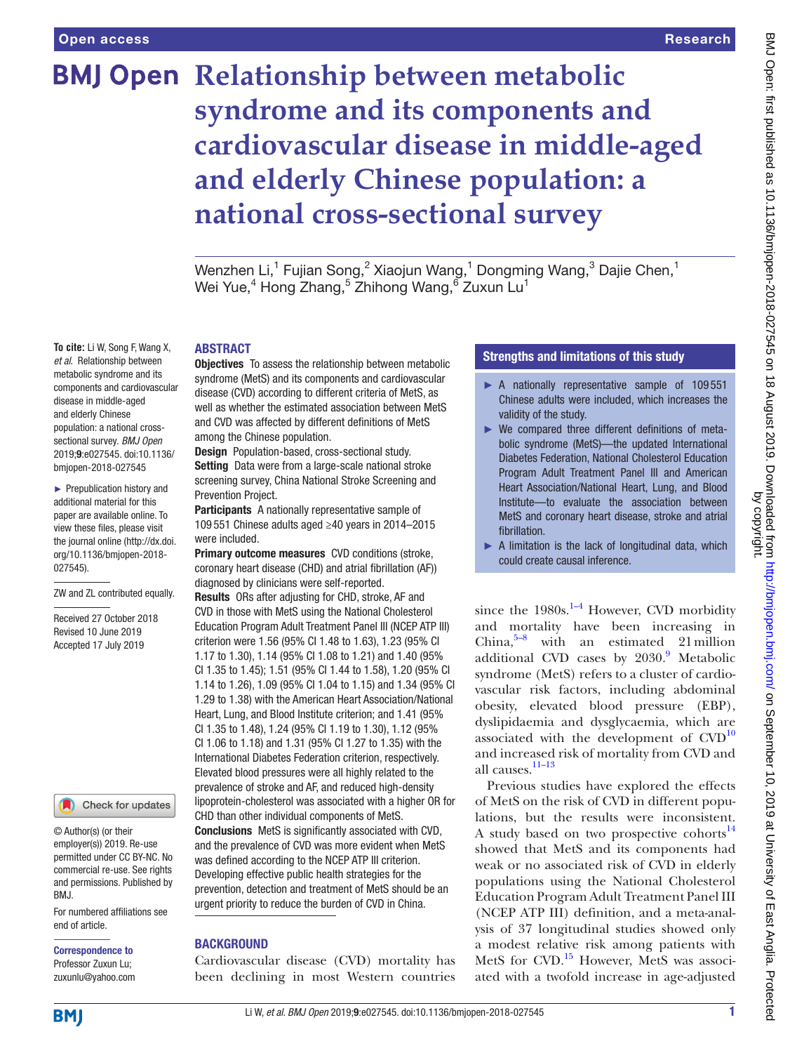# Relationship between metabolic syndrome and its components and cardiovascular disease in middle-aged and elderly Chinese population: a national cross-sectional survey

Wenzhen Li,[1] Fujian Song,[2] Xiaojun Wang,[1] Dongming Wang,[3] Dajie Chen,[1] Wei Yue,[4] Hong Zhang,[5] Zhihong Wang,[6] Zuxun Lu[1]

**To cite:** Li W, Song F, Wang X, *et al*. Relationship between metabolic syndrome and its components and cardiovascular disease in middle-aged and elderly Chinese population: a national cross-sectional survey. *BMJ Open* 2019;**9**:e027545. doi:10.1136/bmjopen-2018-027545

► Prepublication history and additional material for this paper are available online. To view these files, please visit the journal online (http://dx.doi.org/10.1136/bmjopen-2018-027545).

ZW and ZL contributed equally.

Received 27 October 2018
Revised 10 June 2019
Accepted 17 July 2019

© Author(s) (or their employer(s)) 2019. Re-use permitted under CC BY-NC. No commercial re-use. See rights and permissions. Published by BMJ.

For numbered affiliations see end of article.

**Correspondence to**
Professor Zuxun Lu;
zuxunlu@yahoo.com

## ABSTRACT

**Objectives** To assess the relationship between metabolic syndrome (MetS) and its components and cardiovascular disease (CVD) according to different criteria of MetS, as well as whether the estimated association between MetS and CVD was affected by different definitions of MetS among the Chinese population.

**Design** Population-based, cross-sectional study.

**Setting** Data were from a large-scale national stroke screening survey, China National Stroke Screening and Prevention Project.

**Participants** A nationally representative sample of 109 551 Chinese adults aged ≥40 years in 2014–2015 were included.

**Primary outcome measures** CVD conditions (stroke, coronary heart disease (CHD) and atrial fibrillation (AF)) diagnosed by clinicians were self-reported.

**Results** ORs after adjusting for CHD, stroke, AF and CVD in those with MetS using the National Cholesterol Education Program Adult Treatment Panel III (NCEP ATP III) criterion were 1.56 (95% CI 1.48 to 1.63), 1.23 (95% CI 1.17 to 1.30), 1.14 (95% CI 1.08 to 1.21) and 1.40 (95% CI 1.35 to 1.45); 1.51 (95% CI 1.44 to 1.58), 1.20 (95% CI 1.14 to 1.26), 1.09 (95% CI 1.04 to 1.15) and 1.34 (95% CI 1.29 to 1.38) with the American Heart Association/National Heart, Lung, and Blood Institute criterion; and 1.41 (95% CI 1.35 to 1.48), 1.24 (95% CI 1.19 to 1.30), 1.12 (95% CI 1.06 to 1.18) and 1.31 (95% CI 1.27 to 1.35) with the International Diabetes Federation criterion, respectively. Elevated blood pressures were all highly related to the prevalence of stroke and AF, and reduced high-density lipoprotein-cholesterol was associated with a higher OR for CHD than other individual components of MetS.

**Conclusions** MetS is significantly associated with CVD, and the prevalence of CVD was more evident when MetS was defined according to the NCEP ATP III criterion. Developing effective public health strategies for the prevention, detection and treatment of MetS should be an urgent priority to reduce the burden of CVD in China.

## Strengths and limitations of this study

- ► A nationally representative sample of 109 551 Chinese adults were included, which increases the validity of the study.
- ► We compared three different definitions of metabolic syndrome (MetS)—the updated International Diabetes Federation, National Cholesterol Education Program Adult Treatment Panel III and American Heart Association/National Heart, Lung, and Blood Institute—to evaluate the association between MetS and coronary heart disease, stroke and atrial fibrillation.
- ► A limitation is the lack of longitudinal data, which could create causal inference.

## BACKGROUND

Cardiovascular disease (CVD) mortality has been declining in most Western countries since the 1980s.[1–4] However, CVD morbidity and mortality have been increasing in China,[5–8] with an estimated 21 million additional CVD cases by 2030.[9] Metabolic syndrome (MetS) refers to a cluster of cardiovascular risk factors, including abdominal obesity, elevated blood pressure (EBP), dyslipidaemia and dysglycaemia, which are associated with the development of CVD[10] and increased risk of mortality from CVD and all causes.[11–13]

Previous studies have explored the effects of MetS on the risk of CVD in different populations, but the results were inconsistent. A study based on two prospective cohorts[14] showed that MetS and its components had weak or no associated risk of CVD in elderly populations using the National Cholesterol Education Program Adult Treatment Panel III (NCEP ATP III) definition, and a meta-analysis of 37 longitudinal studies showed only a modest relative risk among patients with MetS for CVD.[15] However, MetS was associated with a twofold increase in age-adjusted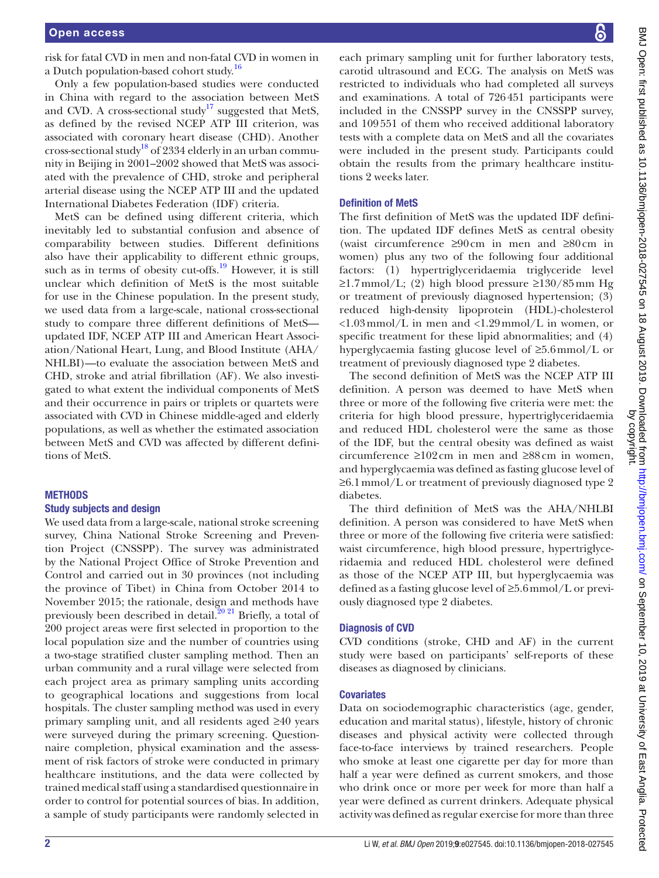risk for fatal CVD in men and non-fatal CVD in women in a Dutch population-based cohort study.[16]

Only a few population-based studies were conducted in China with regard to the association between MetS and CVD. A cross-sectional study[17] suggested that MetS, as defined by the revised NCEP ATP III criterion, was associated with coronary heart disease (CHD). Another cross-sectional study[18] of 2334 elderly in an urban community in Beijing in 2001–2002 showed that MetS was associated with the prevalence of CHD, stroke and peripheral arterial disease using the NCEP ATP III and the updated International Diabetes Federation (IDF) criteria.

MetS can be defined using different criteria, which inevitably led to substantial confusion and absence of comparability between studies. Different definitions also have their applicability to different ethnic groups, such as in terms of obesity cut-offs.[19] However, it is still unclear which definition of MetS is the most suitable for use in the Chinese population. In the present study, we used data from a large-scale, national cross-sectional study to compare three different definitions of MetS—updated IDF, NCEP ATP III and American Heart Association/National Heart, Lung, and Blood Institute (AHA/NHLBI)—to evaluate the association between MetS and CHD, stroke and atrial fibrillation (AF). We also investigated to what extent the individual components of MetS and their occurrence in pairs or triplets or quartets were associated with CVD in Chinese middle-aged and elderly populations, as well as whether the estimated association between MetS and CVD was affected by different definitions of MetS.

## METHODS

### Study subjects and design

We used data from a large-scale, national stroke screening survey, China National Stroke Screening and Prevention Project (CNSSPP). The survey was administrated by the National Project Office of Stroke Prevention and Control and carried out in 30 provinces (not including the province of Tibet) in China from October 2014 to November 2015; the rationale, design and methods have previously been described in detail.[20 21] Briefly, a total of 200 project areas were first selected in proportion to the local population size and the number of countries using a two-stage stratified cluster sampling method. Then an urban community and a rural village were selected from each project area as primary sampling units according to geographical locations and suggestions from local hospitals. The cluster sampling method was used in every primary sampling unit, and all residents aged ≥40 years were surveyed during the primary screening. Questionnaire completion, physical examination and the assessment of risk factors of stroke were conducted in primary healthcare institutions, and the data were collected by trained medical staff using a standardised questionnaire in order to control for potential sources of bias. In addition, a sample of study participants were randomly selected in each primary sampling unit for further laboratory tests, carotid ultrasound and ECG. The analysis on MetS was restricted to individuals who had completed all surveys and examinations. A total of 726 451 participants were included in the CNSSPP survey in the CNSSPP survey, and 109 551 of them who received additional laboratory tests with a complete data on MetS and all the covariates were included in the present study. Participants could obtain the results from the primary healthcare institutions 2 weeks later.

### Definition of MetS

The first definition of MetS was the updated IDF definition. The updated IDF defines MetS as central obesity (waist circumference ≥90 cm in men and ≥80 cm in women) plus any two of the following four additional factors: (1) hypertriglyceridaemia triglyceride level ≥1.7 mmol/L; (2) high blood pressure ≥130/85 mm Hg or treatment of previously diagnosed hypertension; (3) reduced high-density lipoprotein (HDL)-cholesterol <1.03 mmol/L in men and <1.29 mmol/L in women, or specific treatment for these lipid abnormalities; and (4) hyperglycaemia fasting glucose level of ≥5.6 mmol/L or treatment of previously diagnosed type 2 diabetes.

The second definition of MetS was the NCEP ATP III definition. A person was deemed to have MetS when three or more of the following five criteria were met: the criteria for high blood pressure, hypertriglyceridaemia and reduced HDL cholesterol were the same as those of the IDF, but the central obesity was defined as waist circumference ≥102 cm in men and ≥88 cm in women, and hyperglycaemia was defined as fasting glucose level of ≥6.1 mmol/L or treatment of previously diagnosed type 2 diabetes.

The third definition of MetS was the AHA/NHLBI definition. A person was considered to have MetS when three or more of the following five criteria were satisfied: waist circumference, high blood pressure, hypertriglyceridaemia and reduced HDL cholesterol were defined as those of the NCEP ATP III, but hyperglycaemia was defined as a fasting glucose level of ≥5.6 mmol/L or previously diagnosed type 2 diabetes.

### Diagnosis of CVD

CVD conditions (stroke, CHD and AF) in the current study were based on participants' self-reports of these diseases as diagnosed by clinicians.

### Covariates

Data on sociodemographic characteristics (age, gender, education and marital status), lifestyle, history of chronic diseases and physical activity were collected through face-to-face interviews by trained researchers. People who smoke at least one cigarette per day for more than half a year were defined as current smokers, and those who drink once or more per week for more than half a year were defined as current drinkers. Adequate physical activity was defined as regular exercise for more than three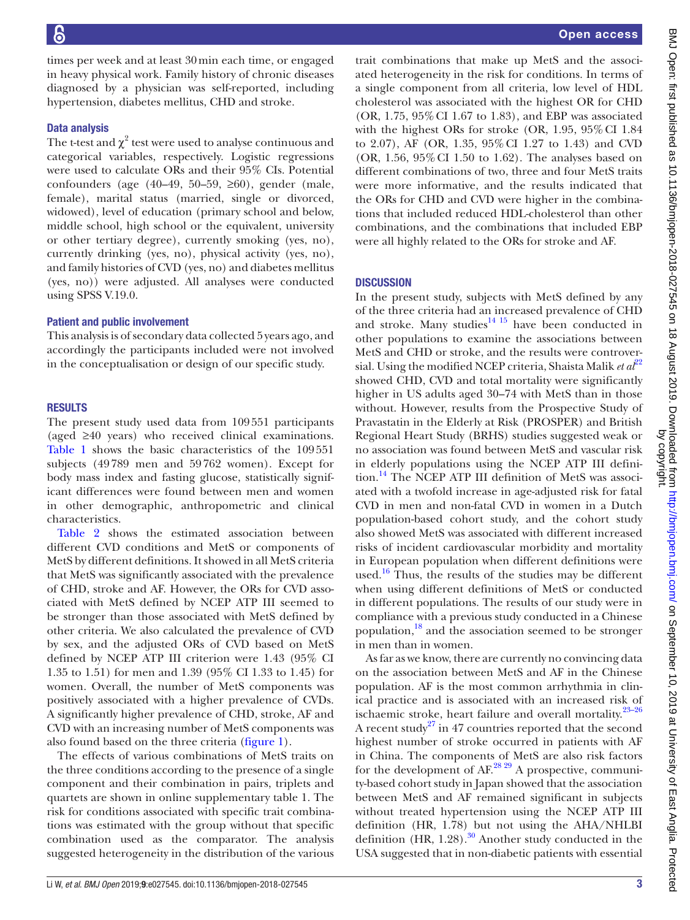times per week and at least 30 min each time, or engaged in heavy physical work. Family history of chronic diseases diagnosed by a physician was self-reported, including hypertension, diabetes mellitus, CHD and stroke.

### Data analysis

The t-test and $\chi^2$ test were used to analyse continuous and categorical variables, respectively. Logistic regressions were used to calculate ORs and their 95% CIs. Potential confounders (age (40–49, 50–59, ≥60), gender (male, female), marital status (married, single or divorced, widowed), level of education (primary school and below, middle school, high school or the equivalent, university or other tertiary degree), currently smoking (yes, no), currently drinking (yes, no), physical activity (yes, no), and family histories of CVD (yes, no) and diabetes mellitus (yes, no)) were adjusted. All analyses were conducted using SPSS V.19.0.

### Patient and public involvement

This analysis is of secondary data collected 5 years ago, and accordingly the participants included were not involved in the conceptualisation or design of our specific study.

## RESULTS

The present study used data from 109 551 participants (aged ≥40 years) who received clinical examinations. Table 1 shows the basic characteristics of the 109 551 subjects (49 789 men and 59 762 women). Except for body mass index and fasting glucose, statistically significant differences were found between men and women in other demographic, anthropometric and clinical characteristics.

Table 2 shows the estimated association between different CVD conditions and MetS or components of MetS by different definitions. It showed in all MetS criteria that MetS was significantly associated with the prevalence of CHD, stroke and AF. However, the ORs for CVD associated with MetS defined by NCEP ATP III seemed to be stronger than those associated with MetS defined by other criteria. We also calculated the prevalence of CVD by sex, and the adjusted ORs of CVD based on MetS defined by NCEP ATP III criterion were 1.43 (95% CI 1.35 to 1.51) for men and 1.39 (95% CI 1.33 to 1.45) for women. Overall, the number of MetS components was positively associated with a higher prevalence of CVDs. A significantly higher prevalence of CHD, stroke, AF and CVD with an increasing number of MetS components was also found based on the three criteria (figure 1).

The effects of various combinations of MetS traits on the three conditions according to the presence of a single component and their combination in pairs, triplets and quartets are shown in online supplementary table 1. The risk for conditions associated with specific trait combinations was estimated with the group without that specific combination used as the comparator. The analysis suggested heterogeneity in the distribution of the various trait combinations that make up MetS and the associated heterogeneity in the risk for conditions. In terms of a single component from all criteria, low level of HDL cholesterol was associated with the highest OR for CHD (OR, 1.75, 95% CI 1.67 to 1.83), and EBP was associated with the highest ORs for stroke (OR, 1.95, 95% CI 1.84 to 2.07), AF (OR, 1.35, 95% CI 1.27 to 1.43) and CVD (OR, 1.56, 95% CI 1.50 to 1.62). The analyses based on different combinations of two, three and four MetS traits were more informative, and the results indicated that the ORs for CHD and CVD were higher in the combinations that included reduced HDL-cholesterol than other combinations, and the combinations that included EBP were all highly related to the ORs for stroke and AF.

## DISCUSSION

In the present study, subjects with MetS defined by any of the three criteria had an increased prevalence of CHD and stroke. Many studies[14 15] have been conducted in other populations to examine the associations between MetS and CHD or stroke, and the results were controversial. Using the modified NCEP criteria, Shaista Malik *et al*[22] showed CHD, CVD and total mortality were significantly higher in US adults aged 30–74 with MetS than in those without. However, results from the Prospective Study of Pravastatin in the Elderly at Risk (PROSPER) and British Regional Heart Study (BRHS) studies suggested weak or no association was found between MetS and vascular risk in elderly populations using the NCEP ATP III definition.[14] The NCEP ATP III definition of MetS was associated with a twofold increase in age-adjusted risk for fatal CVD in men and non-fatal CVD in women in a Dutch population-based cohort study, and the cohort study also showed MetS was associated with different increased risks of incident cardiovascular morbidity and mortality in European population when different definitions were used.[16] Thus, the results of the studies may be different when using different definitions of MetS or conducted in different populations. The results of our study were in compliance with a previous study conducted in a Chinese population,[18] and the association seemed to be stronger in men than in women.

As far as we know, there are currently no convincing data on the association between MetS and AF in the Chinese population. AF is the most common arrhythmia in clinical practice and is associated with an increased risk of ischaemic stroke, heart failure and overall mortality.[23–26] A recent study[27] in 47 countries reported that the second highest number of stroke occurred in patients with AF in China. The components of MetS are also risk factors for the development of AF.[28 29] A prospective, community-based cohort study in Japan showed that the association between MetS and AF remained significant in subjects without treated hypertension using the NCEP ATP III definition (HR, 1.78) but not using the AHA/NHLBI definition (HR, 1.28).[30] Another study conducted in the USA suggested that in non-diabetic patients with essential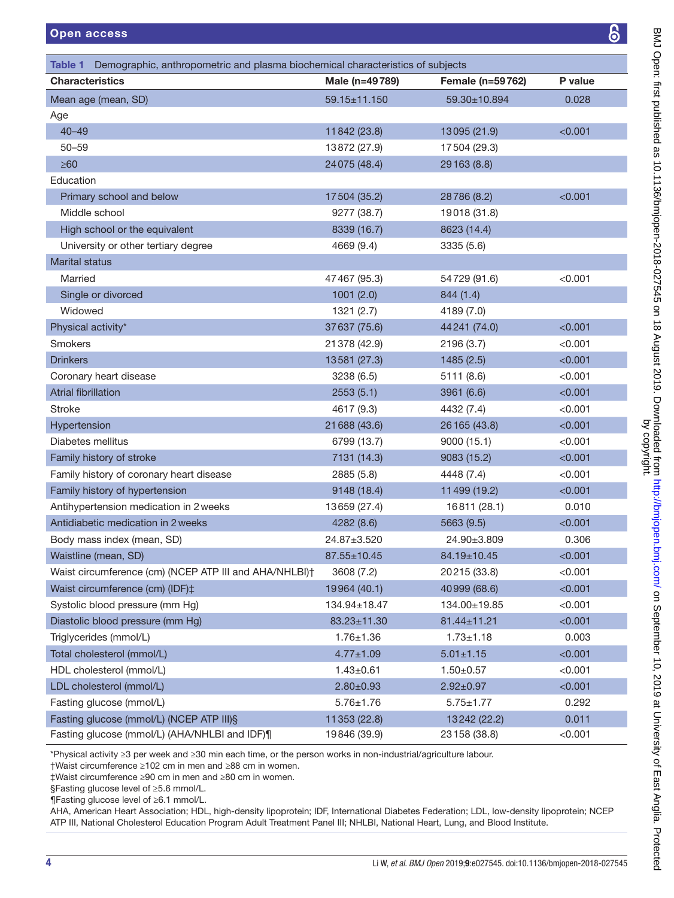**Table 1** Demographic, anthropometric and plasma biochemical characteristics of subjects

| Characteristics | Male (n=49789) | Female (n=59762) | P value |
|---|---|---|---|
| Mean age (mean, SD) | 59.15±11.150 | 59.30±10.894 | 0.028 |
| Age | | | |
| 40–49 | 11842 (23.8) | 13095 (21.9) | <0.001 |
| 50–59 | 13872 (27.9) | 17504 (29.3) | |
| ≥60 | 24075 (48.4) | 29163 (8.8) | |
| Education | | | |
| Primary school and below | 17504 (35.2) | 28786 (8.2) | <0.001 |
| Middle school | 9277 (38.7) | 19018 (31.8) | |
| High school or the equivalent | 8339 (16.7) | 8623 (14.4) | |
| University or other tertiary degree | 4669 (9.4) | 3335 (5.6) | |
| Marital status | | | |
| Married | 47467 (95.3) | 54729 (91.6) | <0.001 |
| Single or divorced | 1001 (2.0) | 844 (1.4) | |
| Widowed | 1321 (2.7) | 4189 (7.0) | |
| Physical activity* | 37637 (75.6) | 44241 (74.0) | <0.001 |
| Smokers | 21378 (42.9) | 2196 (3.7) | <0.001 |
| Drinkers | 13581 (27.3) | 1485 (2.5) | <0.001 |
| Coronary heart disease | 3238 (6.5) | 5111 (8.6) | <0.001 |
| Atrial fibrillation | 2553 (5.1) | 3961 (6.6) | <0.001 |
| Stroke | 4617 (9.3) | 4432 (7.4) | <0.001 |
| Hypertension | 21688 (43.6) | 26165 (43.8) | <0.001 |
| Diabetes mellitus | 6799 (13.7) | 9000 (15.1) | <0.001 |
| Family history of stroke | 7131 (14.3) | 9083 (15.2) | <0.001 |
| Family history of coronary heart disease | 2885 (5.8) | 4448 (7.4) | <0.001 |
| Family history of hypertension | 9148 (18.4) | 11499 (19.2) | <0.001 |
| Antihypertension medication in 2 weeks | 13659 (27.4) | 16811 (28.1) | 0.010 |
| Antidiabetic medication in 2 weeks | 4282 (8.6) | 5663 (9.5) | <0.001 |
| Body mass index (mean, SD) | 24.87±3.520 | 24.90±3.809 | 0.306 |
| Waistline (mean, SD) | 87.55±10.45 | 84.19±10.45 | <0.001 |
| Waist circumference (cm) (NCEP ATP III and AHA/NHLBI)† | 3608 (7.2) | 20215 (33.8) | <0.001 |
| Waist circumference (cm) (IDF)‡ | 19964 (40.1) | 40999 (68.6) | <0.001 |
| Systolic blood pressure (mm Hg) | 134.94±18.47 | 134.00±19.85 | <0.001 |
| Diastolic blood pressure (mm Hg) | 83.23±11.30 | 81.44±11.21 | <0.001 |
| Triglycerides (mmol/L) | 1.76±1.36 | 1.73±1.18 | 0.003 |
| Total cholesterol (mmol/L) | 4.77±1.09 | 5.01±1.15 | <0.001 |
| HDL cholesterol (mmol/L) | 1.43±0.61 | 1.50±0.57 | <0.001 |
| LDL cholesterol (mmol/L) | 2.80±0.93 | 2.92±0.97 | <0.001 |
| Fasting glucose (mmol/L) | 5.76±1.76 | 5.75±1.77 | 0.292 |
| Fasting glucose (mmol/L) (NCEP ATP III)§ | 11353 (22.8) | 13242 (22.2) | 0.011 |
| Fasting glucose (mmol/L) (AHA/NHLBI and IDF)¶ | 19846 (39.9) | 23158 (38.8) | <0.001 |

*Physical activity ≥3 per week and ≥30 min each time, or the person works in non-industrial/agriculture labour.
†Waist circumference ≥102 cm in men and ≥88 cm in women.
‡Waist circumference ≥90 cm in men and ≥80 cm in women.
§Fasting glucose level of ≥5.6 mmol/L.
¶Fasting glucose level of ≥6.1 mmol/L.
AHA, American Heart Association; HDL, high-density lipoprotein; IDF, International Diabetes Federation; LDL, low-density lipoprotein; NCEP ATP III, National Cholesterol Education Program Adult Treatment Panel III; NHLBI, National Heart, Lung, and Blood Institute.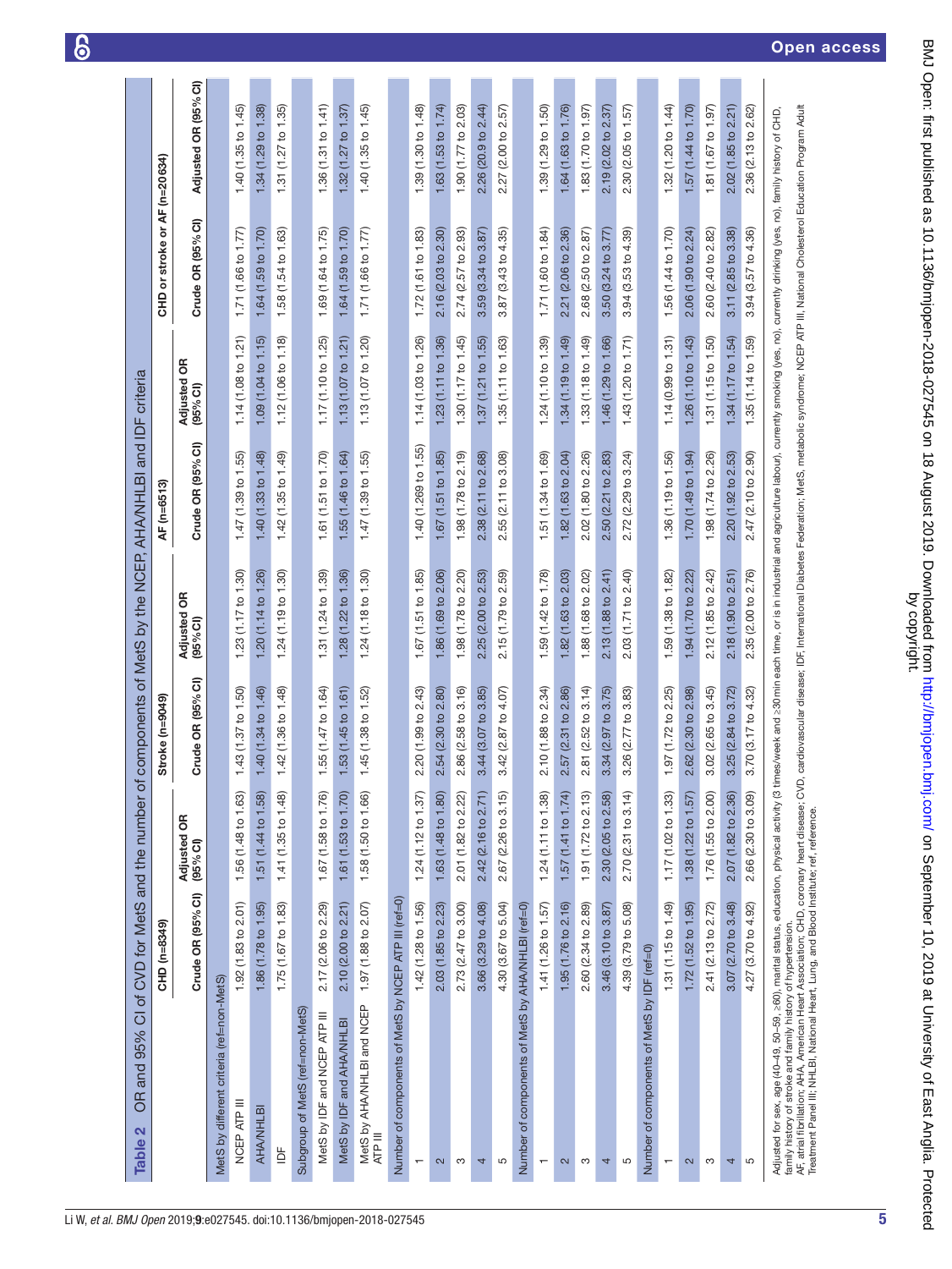**Table 2** OR and 95% CI of CVD for MetS and the number of components of MetS by the NCEP, AHA/NHLBI and IDF criteria

| | CHD (n=8349) | | Stroke (n=9049) | | AF (n=6513) | | CHD or stroke or AF (n=20634) | |
|---|---|---|---|---|---|---|---|---|
| | Crude OR (95% CI) | Adjusted OR (95% CI) | Crude OR (95% CI) | Adjusted OR (95% CI) | Crude OR (95% CI) | Adjusted OR (95% CI) | Crude OR (95% CI) | Adjusted OR (95% CI) |
| MetS by different criteria (ref=non-MetS) | | | | | | | | |
| NCEP ATP III | 1.92 (1.83 to 2.01) | 1.56 (1.48 to 1.63) | 1.43 (1.37 to 1.50) | 1.23 (1.17 to 1.30) | 1.47 (1.39 to 1.55) | 1.14 (1.08 to 1.21) | 1.71 (1.66 to 1.77) | 1.40 (1.35 to 1.45) |
| AHA/NHLBI | 1.86 (1.78 to 1.95) | 1.51 (1.44 to 1.58) | 1.40 (1.34 to 1.46) | 1.20 (1.14 to 1.26) | 1.40 (1.33 to 1.48) | 1.09 (1.04 to 1.15) | 1.64 (1.59 to 1.70) | 1.34 (1.29 to 1.38) |
| IDF | 1.75 (1.67 to 1.83) | 1.41 (1.35 to 1.48) | 1.42 (1.36 to 1.48) | 1.24 (1.19 to 1.30) | 1.42 (1.35 to 1.49) | 1.12 (1.06 to 1.18) | 1.58 (1.54 to 1.63) | 1.31 (1.27 to 1.35) |
| Subgroup of MetS (ref=non-MetS) | | | | | | | | |
| MetS by IDF and NCEP ATP III | 2.17 (2.06 to 2.29) | 1.67 (1.58 to 1.76) | 1.55 (1.47 to 1.64) | 1.31 (1.24 to 1.39) | 1.61 (1.51 to 1.70) | 1.17 (1.10 to 1.25) | 1.69 (1.64 to 1.75) | 1.36 (1.31 to 1.41) |
| MetS by IDF and AHA/NHLBI | 2.10 (2.00 to 2.21) | 1.61 (1.53 to 1.70) | 1.53 (1.45 to 1.61) | 1.28 (1.22 to 1.36) | 1.55 (1.46 to 1.64) | 1.13 (1.07 to 1.21) | 1.64 (1.59 to 1.70) | 1.32 (1.27 to 1.37) |
| MetS by AHA/NHLBI and NCEP ATP III | 1.97 (1.88 to 2.07) | 1.58 (1.50 to 1.66) | 1.45 (1.38 to 1.52) | 1.24 (1.18 to 1.30) | 1.47 (1.39 to 1.55) | 1.13 (1.07 to 1.20) | 1.71 (1.66 to 1.77) | 1.40 (1.35 to 1.45) |
| Number of components of MetS by NCEP ATP III (ref=0) | | | | | | | | |
| 1 | 1.42 (1.28 to 1.56) | 1.24 (1.12 to 1.37) | 2.20 (1.99 to 2.43) | 1.67 (1.51 to 1.85) | 1.40 (1.269 to 1.55) | 1.14 (1.03 to 1.26) | 1.72 (1.61 to 1.83) | 1.39 (1.30 to 1.48) |
| 2 | 2.03 (1.85 to 2.23) | 1.63 (1.48 to 1.80) | 2.54 (2.30 to 2.80) | 1.86 (1.69 to 2.06) | 1.67 (1.51 to 1.85) | 1.23 (1.11 to 1.36) | 2.16 (2.03 to 2.30) | 1.63 (1.53 to 1.74) |
| 3 | 2.73 (2.47 to 3.00) | 2.01 (1.82 to 2.22) | 2.86 (2.58 to 3.16) | 1.98 (1.78 to 2.20) | 1.98 (1.78 to 2.19) | 1.30 (1.17 to 1.45) | 2.74 (2.57 to 2.93) | 1.90 (1.77 to 2.03) |
| 4 | 3.66 (3.29 to 4.08) | 2.42 (2.16 to 2.71) | 3.44 (3.07 to 3.85) | 2.25 (2.00 to 2.53) | 2.38 (2.11 to 2.68) | 1.37 (1.21 to 1.55) | 3.59 (3.34 to 3.87) | 2.26 (20.9 to 2.44) |
| 5 | 4.30 (3.67 to 5.04) | 2.67 (2.26 to 3.15) | 3.42 (2.87 to 4.07) | 2.15 (1.79 to 2.59) | 2.55 (2.11 to 3.08) | 1.35 (1.11 to 1.63) | 3.87 (3.43 to 4.35) | 2.27 (2.00 to 2.57) |
| Number of components of MetS by AHA/NHLBI (ref=0) | | | | | | | | |
| 1 | 1.41 (1.26 to 1.57) | 1.24 (1.11 to 1.38) | 2.10 (1.88 to 2.34) | 1.59 (1.42 to 1.78) | 1.51 (1.34 to 1.69) | 1.24 (1.10 to 1.39) | 1.71 (1.60 to 1.84) | 1.39 (1.29 to 1.50) |
| 2 | 1.95 (1.76 to 2.16) | 1.57 (1.41 to 1.74) | 2.57 (2.31 to 2.86) | 1.82 (1.63 to 2.03) | 1.82 (1.63 to 2.04) | 1.34 (1.19 to 1.49) | 2.21 (2.06 to 2.36) | 1.64 (1.63 to 1.76) |
| 3 | 2.60 (2.34 to 2.89) | 1.91 (1.72 to 2.13) | 2.81 (2.52 to 3.14) | 1.88 (1.68 to 2.02) | 2.02 (1.80 to 2.26) | 1.33 (1.18 to 1.49) | 2.68 (2.50 to 2.87) | 1.83 (1.70 to 1.97) |
| 4 | 3.46 (3.10 to 3.87) | 2.30 (2.05 to 2.58) | 3.34 (2.97 to 3.75) | 2.13 (1.88 to 2.41) | 2.50 (2.21 to 2.83) | 1.46 (1.29 to 1.66) | 3.50 (3.24 to 3.77) | 2.19 (2.02 to 2.37) |
| 5 | 4.39 (3.79 to 5.08) | 2.70 (2.31 to 3.14) | 3.26 (2.77 to 3.83) | 2.03 (1.71 to 2.40) | 2.72 (2.29 to 3.24) | 1.43 (1.20 to 1.71) | 3.94 (3.53 to 4.39) | 2.30 (2.05 to 1.57) |
| Number of components of MetS by IDF (ref=0) | | | | | | | | |
| 1 | 1.31 (1.15 to 1.49) | 1.17 (1.02 to 1.33) | 1.97 (1.72 to 2.25) | 1.59 (1.38 to 1.82) | 1.36 (1.19 to 1.56) | 1.14 (0.99 to 1.31) | 1.56 (1.44 to 1.70) | 1.32 (1.20 to 1.44) |
| 2 | 1.72 (1.52 to 1.95) | 1.38 (1.22 to 1.57) | 2.62 (2.30 to 2.98) | 1.94 (1.70 to 2.22) | 1.70 (1.49 to 1.94) | 1.26 (1.10 to 1.43) | 2.06 (1.90 to 2.24) | 1.57 (1.44 to 1.70) |
| 3 | 2.41 (2.13 to 2.72) | 1.76 (1.55 to 2.00) | 3.02 (2.65 to 3.45) | 2.12 (1.85 to 2.42) | 1.98 (1.74 to 2.26) | 1.31 (1.15 to 1.50) | 2.60 (2.40 to 2.82) | 1.81 (1.67 to 1.97) |
| 4 | 3.07 (2.70 to 3.48) | 2.07 (1.82 to 2.36) | 3.25 (2.84 to 3.72) | 2.18 (1.90 to 2.51) | 2.20 (1.92 to 2.53) | 1.34 (1.17 to 1.54) | 3.11 (2.85 to 3.38) | 2.02 (1.85 to 2.21) |
| 5 | 4.27 (3.70 to 4.92) | 2.66 (2.30 to 3.09) | 3.70 (3.17 to 4.32) | 2.35 (2.00 to 2.76) | 2.47 (2.10 to 2.90) | 1.35 (1.14 to 1.59) | 3.94 (3.57 to 4.36) | 2.36 (2.13 to 2.62) |

Adjusted for sex, age (40–49, 50–59, ≥60), marital status, education, physical activity (3 times/week and ≥30 min each time, or is in industrial and agriculture labour), currently smoking (yes, no), currently drinking (yes, no), family history of CHD, family history of stroke and family history of hypertension.

AF, atrial fibrillation; AHA, American Heart Association; CHD, coronary heart disease; CVD, cardiovascular disease; IDF, International Diabetes Federation; MetS, metabolic syndrome; NCEP ATP III, National Cholesterol Education Program Adult Treatment Panel III; NHLBI, National Heart, Lung, and Blood Institute; ref, reference.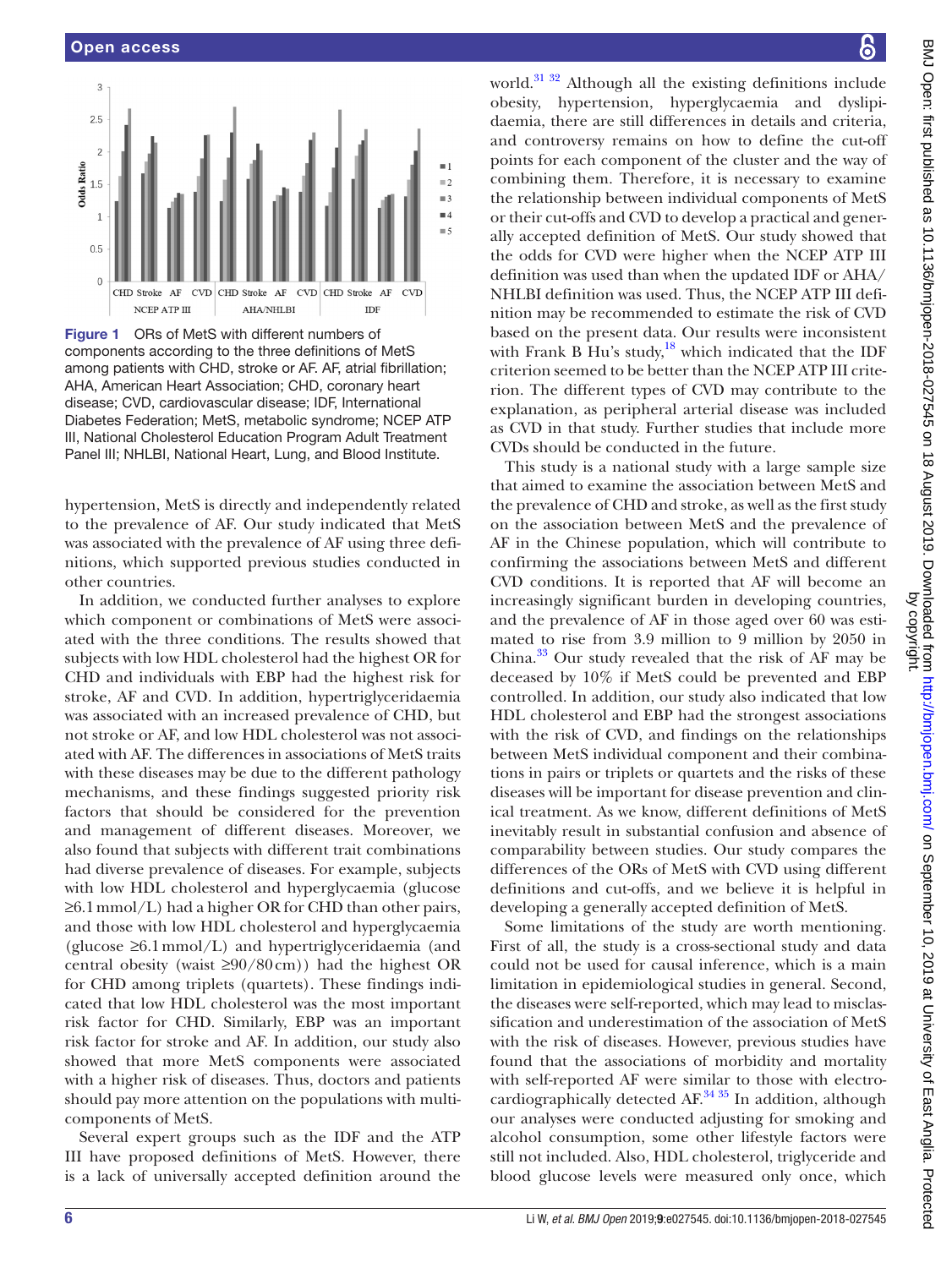Odds Ratio

3

2.5

2

1.5

1

0.5

0

CHD Stroke AF CVD CHD Stroke AF CVD CHD Stroke AF CVD

NCEP ATP III AHA/NHLBI IDF

1
2
3
4
5

**Figure 1** ORs of MetS with different numbers of components according to the three definitions of MetS among patients with CHD, stroke or AF. AF, atrial fibrillation; AHA, American Heart Association; CHD, coronary heart disease; CVD, cardiovascular disease; IDF, International Diabetes Federation; MetS, metabolic syndrome; NCEP ATP III, National Cholesterol Education Program Adult Treatment Panel III; NHLBI, National Heart, Lung, and Blood Institute.

hypertension, MetS is directly and independently related to the prevalence of AF. Our study indicated that MetS was associated with the prevalence of AF using three definitions, which supported previous studies conducted in other countries.

In addition, we conducted further analyses to explore which component or combinations of MetS were associated with the three conditions. The results showed that subjects with low HDL cholesterol had the highest OR for CHD and individuals with EBP had the highest risk for stroke, AF and CVD. In addition, hypertriglyceridaemia was associated with an increased prevalence of CHD, but not stroke or AF, and low HDL cholesterol was not associated with AF. The differences in associations of MetS traits with these diseases may be due to the different pathology mechanisms, and these findings suggested priority risk factors that should be considered for the prevention and management of different diseases. Moreover, we also found that subjects with different trait combinations had diverse prevalence of diseases. For example, subjects with low HDL cholesterol and hyperglycaemia (glucose ≥6.1 mmol/L) had a higher OR for CHD than other pairs, and those with low HDL cholesterol and hyperglycaemia (glucose ≥6.1 mmol/L) and hypertriglyceridaemia (and central obesity (waist ≥90/80 cm)) had the highest OR for CHD among triplets (quartets). These findings indicated that low HDL cholesterol was the most important risk factor for CHD. Similarly, EBP was an important risk factor for stroke and AF. In addition, our study also showed that more MetS components were associated with a higher risk of diseases. Thus, doctors and patients should pay more attention on the populations with multi-components of MetS.

Several expert groups such as the IDF and the ATP III have proposed definitions of MetS. However, there is a lack of universally accepted definition around the world.[31 32] Although all the existing definitions include obesity, hypertension, hyperglycaemia and dyslipidaemia, there are still differences in details and criteria, and controversy remains on how to define the cut-off points for each component of the cluster and the way of combining them. Therefore, it is necessary to examine the relationship between individual components of MetS or their cut-offs and CVD to develop a practical and generally accepted definition of MetS. Our study showed that the odds for CVD were higher when the NCEP ATP III definition was used than when the updated IDF or AHA/NHLBI definition was used. Thus, the NCEP ATP III definition may be recommended to estimate the risk of CVD based on the present data. Our results were inconsistent with Frank B Hu's study,[18] which indicated that the IDF criterion seemed to be better than the NCEP ATP III criterion. The different types of CVD may contribute to the explanation, as peripheral arterial disease was included as CVD in that study. Further studies that include more CVDs should be conducted in the future.

This study is a national study with a large sample size that aimed to examine the association between MetS and the prevalence of CHD and stroke, as well as the first study on the association between MetS and the prevalence of AF in the Chinese population, which will contribute to confirming the associations between MetS and different CVD conditions. It is reported that AF will become an increasingly significant burden in developing countries, and the prevalence of AF in those aged over 60 was estimated to rise from 3.9 million to 9 million by 2050 in China.[33] Our study revealed that the risk of AF may be deceased by 10% if MetS could be prevented and EBP controlled. In addition, our study also indicated that low HDL cholesterol and EBP had the strongest associations with the risk of CVD, and findings on the relationships between MetS individual component and their combinations in pairs or triplets or quartets and the risks of these diseases will be important for disease prevention and clinical treatment. As we know, different definitions of MetS inevitably result in substantial confusion and absence of comparability between studies. Our study compares the differences of the ORs of MetS with CVD using different definitions and cut-offs, and we believe it is helpful in developing a generally accepted definition of MetS.

Some limitations of the study are worth mentioning. First of all, the study is a cross-sectional study and data could not be used for causal inference, which is a main limitation in epidemiological studies in general. Second, the diseases were self-reported, which may lead to misclassification and underestimation of the association of MetS with the risk of diseases. However, previous studies have found that the associations of morbidity and mortality with self-reported AF were similar to those with electrocardiographically detected AF.[34 35] In addition, although our analyses were conducted adjusting for smoking and alcohol consumption, some other lifestyle factors were still not included. Also, HDL cholesterol, triglyceride and blood glucose levels were measured only once, which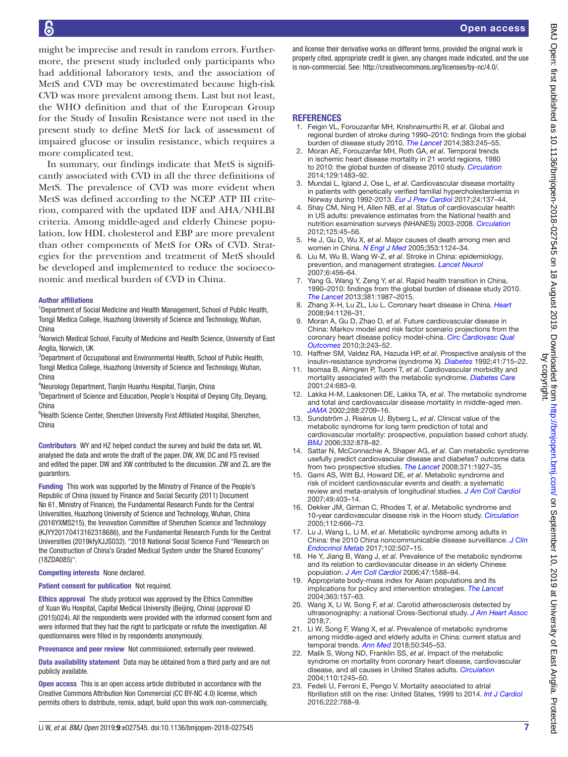might be imprecise and result in random errors. Furthermore, the present study included only participants who had additional laboratory tests, and the association of MetS and CVD may be overestimated because high-risk CVD was more prevalent among them. Last but not least, the WHO definition and that of the European Group for the Study of Insulin Resistance were not used in the present study to define MetS for lack of assessment of impaired glucose or insulin resistance, which requires a more complicated test.

In summary, our findings indicate that MetS is significantly associated with CVD in all the three definitions of MetS. The prevalence of CVD was more evident when MetS was defined according to the NCEP ATP III criterion, compared with the updated IDF and AHA/NHLBI criteria. Among middle-aged and elderly Chinese population, low HDL cholesterol and EBP are more prevalent than other components of MetS for ORs of CVD. Strategies for the prevention and treatment of MetS should be developed and implemented to reduce the socioeconomic and medical burden of CVD in China.

**Author affiliations**

[1]Department of Social Medicine and Health Management, School of Public Health, Tongji Medica College, Huazhong University of Science and Technology, Wuhan, China

[2]Norwich Medical School, Faculty of Medicine and Health Science, University of East Anglia, Norwich, UK

[3]Department of Occupational and Environmental Health, School of Public Health, Tongji Medica College, Huazhong University of Science and Technology, Wuhan, China

[4]Neurology Department, Tianjin Huanhu Hospital, Tianjin, China

[5]Department of Science and Education, People's Hospital of Deyang City, Deyang, China

[6]Health Science Center, Shenzhen University First Affiliated Hospital, Shenzhen, China

**Contributors** WY and HZ helped conduct the survey and build the data set. WL analysed the data and wrote the draft of the paper. DW, XW, DC and FS revised and edited the paper. DW and XW contributed to the discussion. ZW and ZL are the guarantors.

**Funding** This work was supported by the Ministry of Finance of the People's Republic of China (issued by Finance and Social Security (2011) Document No 61, Ministry of Finance), the Fundamental Research Funds for the Central Universities, Huazhong University of Science and Technology, Wuhan, China (2016YXMS215), the Innovation Committee of Shenzhen Science and Technology (KJYY20170413162318686), and the Fundamental Research Funds for the Central Universities (2019kfyXJJS032). "2018 National Social Science Fund "Research on the Construction of China's Graded Medical System under the Shared Economy" (18ZDA085)".

**Competing interests** None declared.

**Patient consent for publication** Not required.

**Ethics approval** The study protocol was approved by the Ethics Committee of Xuan Wu Hospital, Capital Medical University (Beijing, China) (approval ID (2015)024). All the respondents were provided with the informed consent form and were informed that they had the right to participate or refute the investigation. All questionnaires were filled in by respondents anonymously.

**Provenance and peer review** Not commissioned; externally peer reviewed.

**Data availability statement** Data may be obtained from a third party and are not publicly available.

**Open access** This is an open access article distributed in accordance with the Creative Commons Attribution Non Commercial (CC BY-NC 4.0) license, which permits others to distribute, remix, adapt, build upon this work non-commercially, and license their derivative works on different terms, provided the original work is properly cited, appropriate credit is given, any changes made indicated, and the use is non-commercial. See: http://creativecommons.org/licenses/by-nc/4.0/.

## REFERENCES

1. Feigin VL, Forouzanfar MH, Krishnamurthi R, *et al*. Global and regional burden of stroke during 1990–2010: findings from the global burden of disease study 2010. *The Lancet* 2014;383:245–55.
2. Moran AE, Forouzanfar MH, Roth GA, *et al*. Temporal trends in ischemic heart disease mortality in 21 world regions, 1980 to 2010: the global burden of disease 2010 study. *Circulation* 2014;129:1483–92.
3. Mundal L, Igland J, Ose L, *et al*. Cardiovascular disease mortality in patients with genetically verified familial hypercholesterolemia in Norway during 1992-2013. *Eur J Prev Cardiol* 2017;24:137–44.
4. Shay CM, Ning H, Allen NB, *et al*. Status of cardiovascular health in US adults: prevalence estimates from the National health and nutrition examination surveys (NHANES) 2003-2008. *Circulation* 2012;125:45–56.
5. He J, Gu D, Wu X, *et al*. Major causes of death among men and women in China. *N Engl J Med* 2005;353:1124–34.
6. Liu M, Wu B, Wang W-Z, *et al*. Stroke in China: epidemiology, prevention, and management strategies. *Lancet Neurol* 2007;6:456–64.
7. Yang G, Wang Y, Zeng Y, *et al*. Rapid health transition in China, 1990–2010: findings from the global burden of disease study 2010. *The Lancet* 2013;381:1987–2015.
8. Zhang X-H, Lu ZL, Liu L. Coronary heart disease in China. *Heart* 2008;94:1126–31.
9. Moran A, Gu D, Zhao D, *et al*. Future cardiovascular disease in China: Markov model and risk factor scenario projections from the coronary heart disease policy model-china. *Circ Cardiovasc Qual Outcomes* 2010;3:243–52.
10. Haffner SM, Valdez RA, Hazuda HP, *et al*. Prospective analysis of the insulin-resistance syndrome (syndrome X). *Diabetes* 1992;41:715–22.
11. Isomaa B, Almgren P, Tuomi T, *et al*. Cardiovascular morbidity and mortality associated with the metabolic syndrome. *Diabetes Care* 2001;24:683–9.
12. Lakka H-M, Laaksonen DE, Lakka TA, *et al*. The metabolic syndrome and total and cardiovascular disease mortality in middle-aged men. *JAMA* 2002;288:2709–16.
13. Sundström J, Risérus U, Byberg L, *et al*. Clinical value of the metabolic syndrome for long term prediction of total and cardiovascular mortality: prospective, population based cohort study. *BMJ* 2006;332:878–82.
14. Sattar N, McConnachie A, Shaper AG, *et al*. Can metabolic syndrome usefully predict cardiovascular disease and diabetes? outcome data from two prospective studies. *The Lancet* 2008;371:1927–35.
15. Gami AS, Witt BJ, Howard DE, *et al*. Metabolic syndrome and risk of incident cardiovascular events and death: a systematic review and meta-analysis of longitudinal studies. *J Am Coll Cardiol* 2007;49:403–14.
16. Dekker JM, Girman C, Rhodes T, *et al*. Metabolic syndrome and 10-year cardiovascular disease risk in the Hoorn study. *Circulation* 2005;112:666–73.
17. Lu J, Wang L, Li M, *et al*. Metabolic syndrome among adults in China: the 2010 China noncommunicable disease surveillance. *J Clin Endocrinol Metab* 2017;102:507–15.
18. He Y, Jiang B, Wang J, *et al*. Prevalence of the metabolic syndrome and its relation to cardiovascular disease in an elderly Chinese population. *J Am Coll Cardiol* 2006;47:1588–94.
19. Appropriate body-mass index for Asian populations and its implications for policy and intervention strategies. *The Lancet* 2004;363:157–63.
20. Wang X, Li W, Song F, *et al*. Carotid atherosclerosis detected by ultrasonography: a national Cross-Sectional study. *J Am Heart Assoc* 2018;7.
21. Li W, Song F, Wang X, *et al*. Prevalence of metabolic syndrome among middle-aged and elderly adults in China: current status and temporal trends. *Ann Med* 2018;50:345–53.
22. Malik S, Wong ND, Franklin SS, *et al*. Impact of the metabolic syndrome on mortality from coronary heart disease, cardiovascular disease, and all causes in United States adults. *Circulation* 2004;110:1245–50.
23. Fedeli U, Ferroni E, Pengo V. Mortality associated to atrial fibrillation still on the rise: United States, 1999 to 2014. *Int J Cardiol* 2016;222:788–9.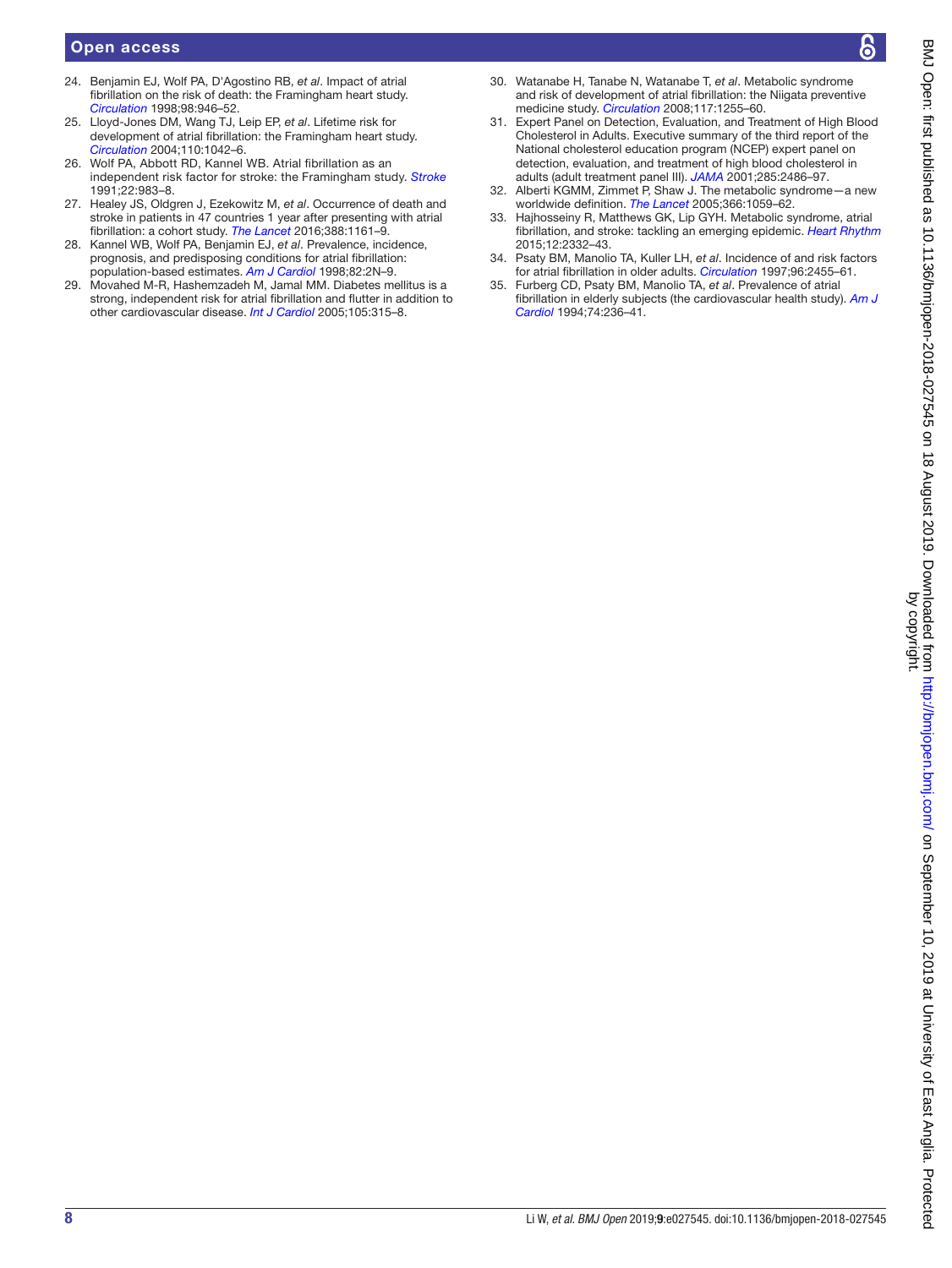24. Benjamin EJ, Wolf PA, D'Agostino RB, *et al*. Impact of atrial fibrillation on the risk of death: the Framingham heart study. *Circulation* 1998;98:946–52.
25. Lloyd-Jones DM, Wang TJ, Leip EP, *et al*. Lifetime risk for development of atrial fibrillation: the Framingham heart study. *Circulation* 2004;110:1042–6.
26. Wolf PA, Abbott RD, Kannel WB. Atrial fibrillation as an independent risk factor for stroke: the Framingham study. *Stroke* 1991;22:983–8.
27. Healey JS, Oldgren J, Ezekowitz M, *et al*. Occurrence of death and stroke in patients in 47 countries 1 year after presenting with atrial fibrillation: a cohort study. *The Lancet* 2016;388:1161–9.
28. Kannel WB, Wolf PA, Benjamin EJ, *et al*. Prevalence, incidence, prognosis, and predisposing conditions for atrial fibrillation: population-based estimates. *Am J Cardiol* 1998;82:2N–9.
29. Movahed M-R, Hashemzadeh M, Jamal MM. Diabetes mellitus is a strong, independent risk for atrial fibrillation and flutter in addition to other cardiovascular disease. *Int J Cardiol* 2005;105:315–8.
30. Watanabe H, Tanabe N, Watanabe T, *et al*. Metabolic syndrome and risk of development of atrial fibrillation: the Niigata preventive medicine study. *Circulation* 2008;117:1255–60.
31. Expert Panel on Detection, Evaluation, and Treatment of High Blood Cholesterol in Adults. Executive summary of the third report of the National cholesterol education program (NCEP) expert panel on detection, evaluation, and treatment of high blood cholesterol in adults (adult treatment panel III). *JAMA* 2001;285:2486–97.
32. Alberti KGMM, Zimmet P, Shaw J. The metabolic syndrome—a new worldwide definition. *The Lancet* 2005;366:1059–62.
33. Hajhosseiny R, Matthews GK, Lip GYH. Metabolic syndrome, atrial fibrillation, and stroke: tackling an emerging epidemic. *Heart Rhythm* 2015;12:2332–43.
34. Psaty BM, Manolio TA, Kuller LH, *et al*. Incidence of and risk factors for atrial fibrillation in older adults. *Circulation* 1997;96:2455–61.
35. Furberg CD, Psaty BM, Manolio TA, *et al*. Prevalence of atrial fibrillation in elderly subjects (the cardiovascular health study). *Am J Cardiol* 1994;74:236–41.